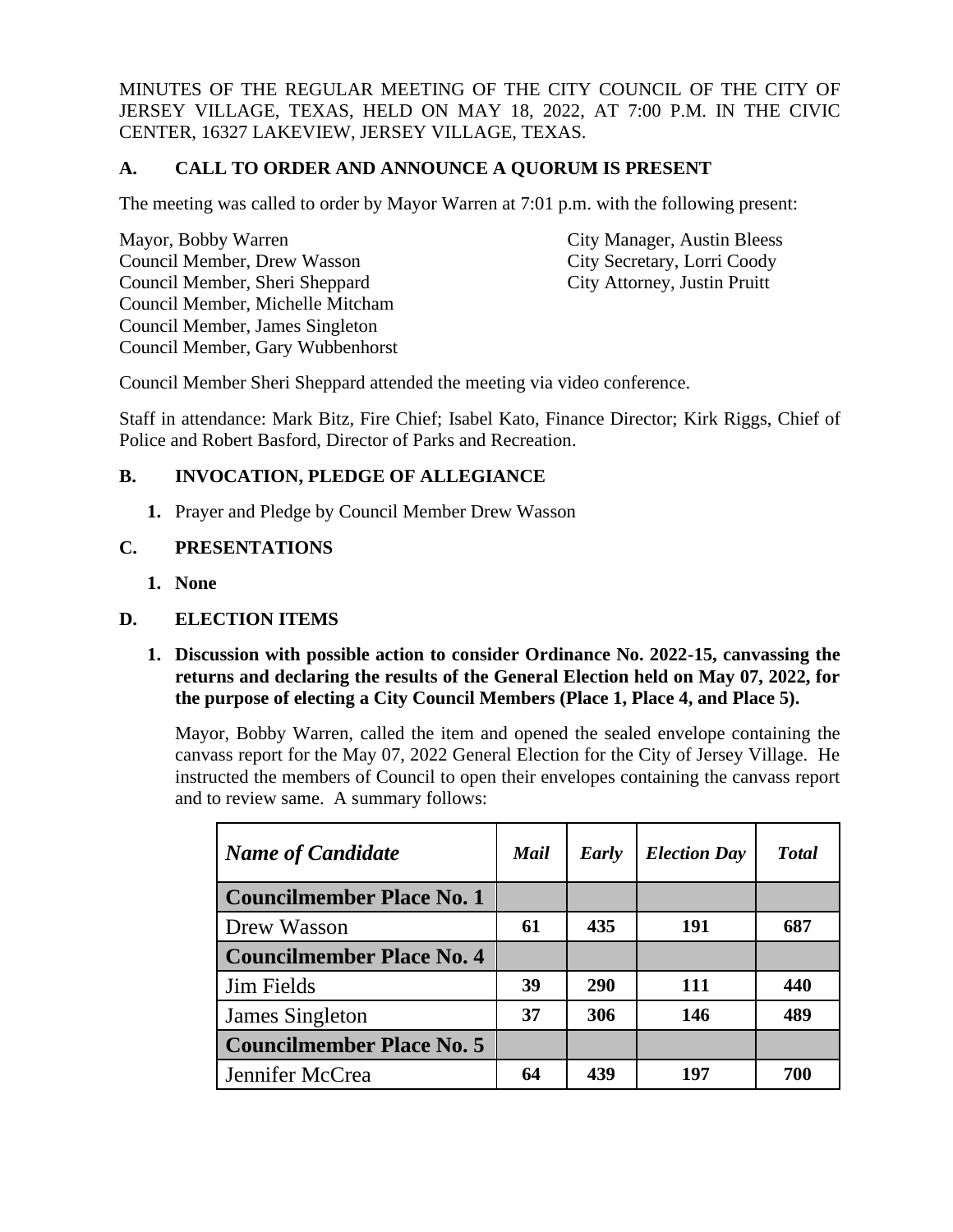MINUTES OF THE REGULAR MEETING OF THE CITY COUNCIL OF THE CITY OF JERSEY VILLAGE, TEXAS, HELD ON MAY 18, 2022, AT 7:00 P.M. IN THE CIVIC CENTER, 16327 LAKEVIEW, JERSEY VILLAGE, TEXAS.

## A. CALL TO ORDER AND ANNOUNCE A QUORUM IS PRESENT

The meeting was called to order by Mayor Warren at 7:01 p.m. with the following present:

Mayor, Bobby Warren
Council Member, Drew Wasson
Council Member, Sheri Sheppard
Council Member, Michelle Mitcham
Council Member, James Singleton
Council Member, Gary Wubbenhorst

City Manager, Austin Bleess
City Secretary, Lorri Coody
City Attorney, Justin Pruitt

Council Member Sheri Sheppard attended the meeting via video conference.

Staff in attendance: Mark Bitz, Fire Chief; Isabel Kato, Finance Director; Kirk Riggs, Chief of Police and Robert Basford, Director of Parks and Recreation.

## B. INVOCATION, PLEDGE OF ALLEGIANCE

1. Prayer and Pledge by Council Member Drew Wasson

## C. PRESENTATIONS

1. **None**

## D. ELECTION ITEMS

1. **Discussion with possible action to consider Ordinance No. 2022-15, canvassing the returns and declaring the results of the General Election held on May 07, 2022, for the purpose of electing a City Council Members (Place 1, Place 4, and Place 5).**

   Mayor, Bobby Warren, called the item and opened the sealed envelope containing the canvass report for the May 07, 2022 General Election for the City of Jersey Village. He instructed the members of Council to open their envelopes containing the canvass report and to review same. A summary follows:

| *Name of Candidate* | *Mail* | *Early* | *Election Day* | *Total* |
|---|---|---|---|---|
| **Councilmember Place No. 1** | | | | |
| Drew Wasson | **61** | **435** | **191** | **687** |
| **Councilmember Place No. 4** | | | | |
| Jim Fields | **39** | **290** | **111** | **440** |
| James Singleton | **37** | **306** | **146** | **489** |
| **Councilmember Place No. 5** | | | | |
| Jennifer McCrea | **64** | **439** | **197** | **700** |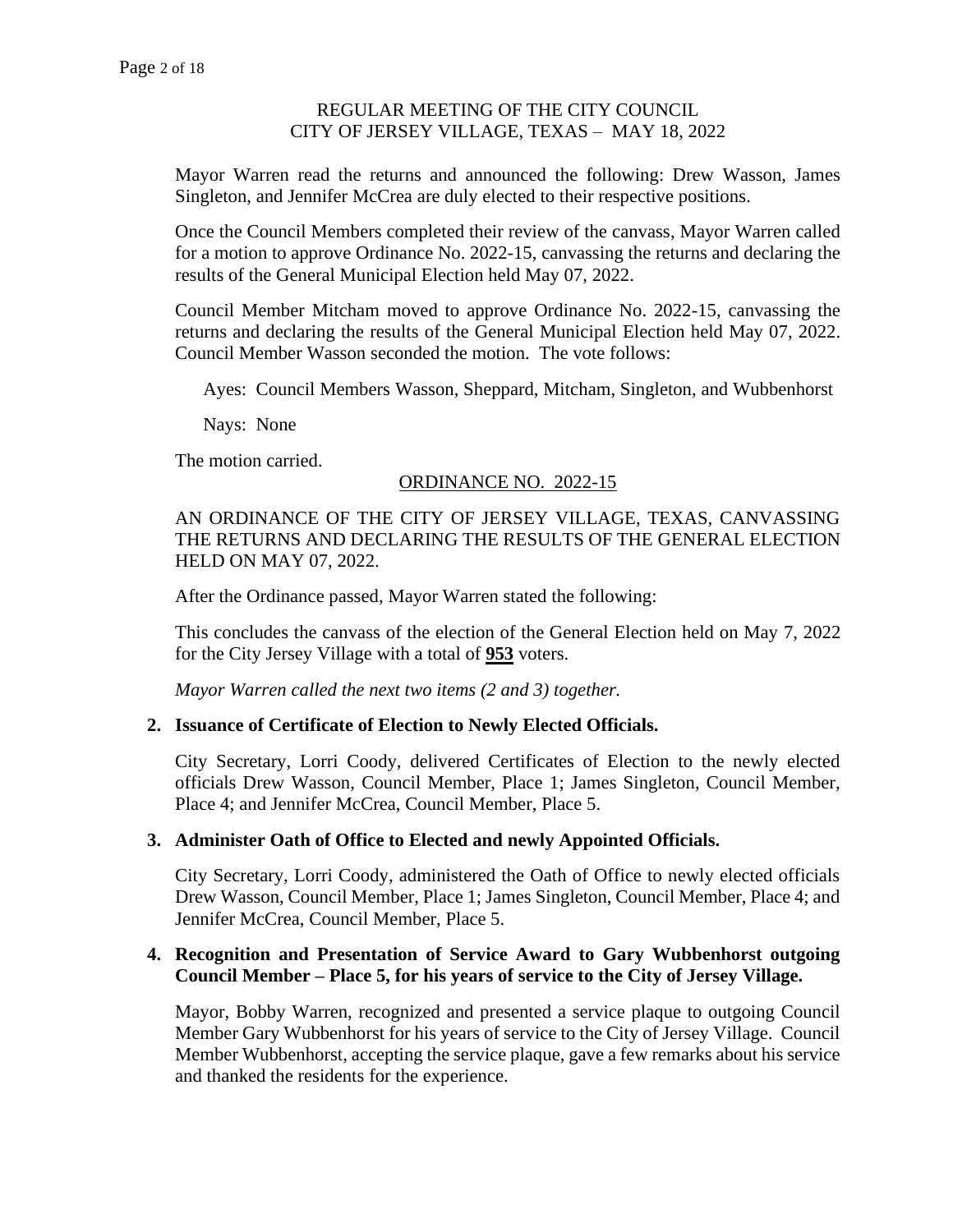REGULAR MEETING OF THE CITY COUNCIL
CITY OF JERSEY VILLAGE, TEXAS – MAY 18, 2022

Mayor Warren read the returns and announced the following: Drew Wasson, James Singleton, and Jennifer McCrea are duly elected to their respective positions.

Once the Council Members completed their review of the canvass, Mayor Warren called for a motion to approve Ordinance No. 2022-15, canvassing the returns and declaring the results of the General Municipal Election held May 07, 2022.

Council Member Mitcham moved to approve Ordinance No. 2022-15, canvassing the returns and declaring the results of the General Municipal Election held May 07, 2022. Council Member Wasson seconded the motion. The vote follows:

Ayes: Council Members Wasson, Sheppard, Mitcham, Singleton, and Wubbenhorst

Nays: None

The motion carried.

<u>ORDINANCE NO. 2022-15</u>

AN ORDINANCE OF THE CITY OF JERSEY VILLAGE, TEXAS, CANVASSING THE RETURNS AND DECLARING THE RESULTS OF THE GENERAL ELECTION HELD ON MAY 07, 2022.

After the Ordinance passed, Mayor Warren stated the following:

This concludes the canvass of the election of the General Election held on May 7, 2022 for the City Jersey Village with a total of **<u>953</u>** voters.

*Mayor Warren called the next two items (2 and 3) together.*

**2. Issuance of Certificate of Election to Newly Elected Officials.**

City Secretary, Lorri Coody, delivered Certificates of Election to the newly elected officials Drew Wasson, Council Member, Place 1; James Singleton, Council Member, Place 4; and Jennifer McCrea, Council Member, Place 5.

**3. Administer Oath of Office to Elected and newly Appointed Officials.**

City Secretary, Lorri Coody, administered the Oath of Office to newly elected officials Drew Wasson, Council Member, Place 1; James Singleton, Council Member, Place 4; and Jennifer McCrea, Council Member, Place 5.

**4. Recognition and Presentation of Service Award to Gary Wubbenhorst outgoing Council Member – Place 5, for his years of service to the City of Jersey Village.**

Mayor, Bobby Warren, recognized and presented a service plaque to outgoing Council Member Gary Wubbenhorst for his years of service to the City of Jersey Village. Council Member Wubbenhorst, accepting the service plaque, gave a few remarks about his service and thanked the residents for the experience.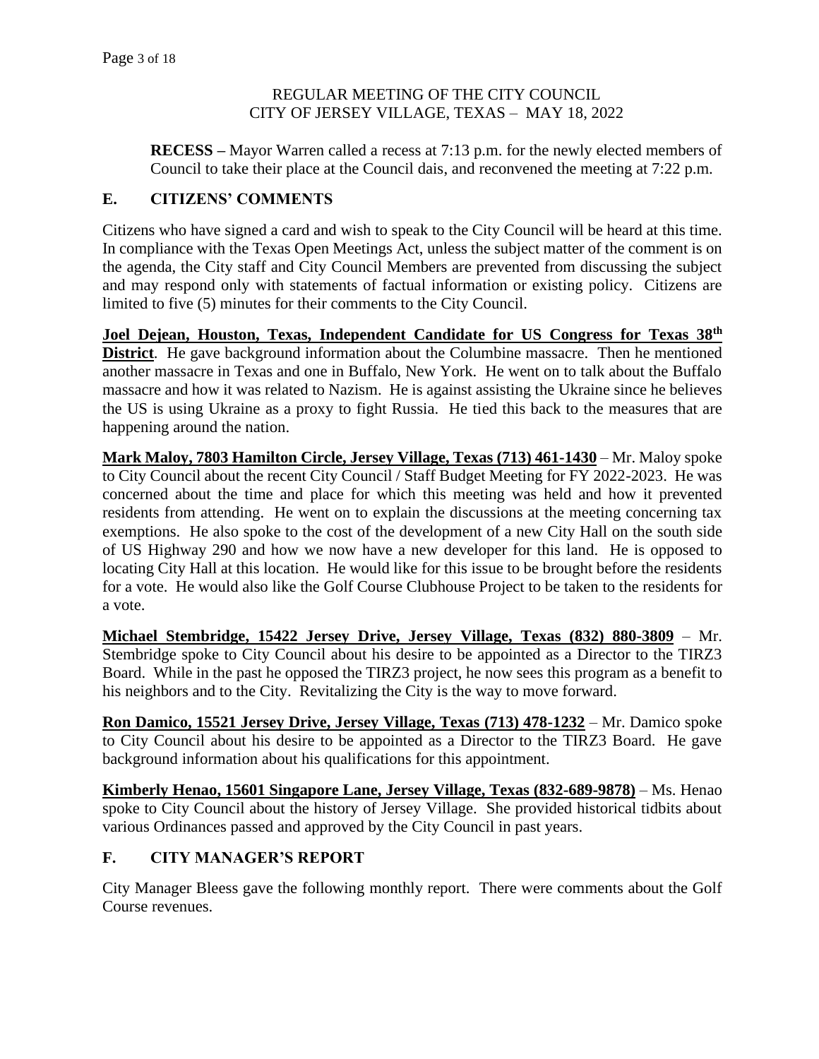REGULAR MEETING OF THE CITY COUNCIL
CITY OF JERSEY VILLAGE, TEXAS – MAY 18, 2022

**RECESS –** Mayor Warren called a recess at 7:13 p.m. for the newly elected members of Council to take their place at the Council dais, and reconvened the meeting at 7:22 p.m.

## E. CITIZENS' COMMENTS

Citizens who have signed a card and wish to speak to the City Council will be heard at this time. In compliance with the Texas Open Meetings Act, unless the subject matter of the comment is on the agenda, the City staff and City Council Members are prevented from discussing the subject and may respond only with statements of factual information or existing policy. Citizens are limited to five (5) minutes for their comments to the City Council.

**Joel Dejean, Houston, Texas, Independent Candidate for US Congress for Texas 38th District**. He gave background information about the Columbine massacre. Then he mentioned another massacre in Texas and one in Buffalo, New York. He went on to talk about the Buffalo massacre and how it was related to Nazism. He is against assisting the Ukraine since he believes the US is using Ukraine as a proxy to fight Russia. He tied this back to the measures that are happening around the nation.

**Mark Maloy, 7803 Hamilton Circle, Jersey Village, Texas (713) 461-1430** – Mr. Maloy spoke to City Council about the recent City Council / Staff Budget Meeting for FY 2022-2023. He was concerned about the time and place for which this meeting was held and how it prevented residents from attending. He went on to explain the discussions at the meeting concerning tax exemptions. He also spoke to the cost of the development of a new City Hall on the south side of US Highway 290 and how we now have a new developer for this land. He is opposed to locating City Hall at this location. He would like for this issue to be brought before the residents for a vote. He would also like the Golf Course Clubhouse Project to be taken to the residents for a vote.

**Michael Stembridge, 15422 Jersey Drive, Jersey Village, Texas (832) 880-3809** – Mr. Stembridge spoke to City Council about his desire to be appointed as a Director to the TIRZ3 Board. While in the past he opposed the TIRZ3 project, he now sees this program as a benefit to his neighbors and to the City. Revitalizing the City is the way to move forward.

**Ron Damico, 15521 Jersey Drive, Jersey Village, Texas (713) 478-1232** – Mr. Damico spoke to City Council about his desire to be appointed as a Director to the TIRZ3 Board. He gave background information about his qualifications for this appointment.

**Kimberly Henao, 15601 Singapore Lane, Jersey Village, Texas (832-689-9878)** – Ms. Henao spoke to City Council about the history of Jersey Village. She provided historical tidbits about various Ordinances passed and approved by the City Council in past years.

## F. CITY MANAGER'S REPORT

City Manager Bleess gave the following monthly report. There were comments about the Golf Course revenues.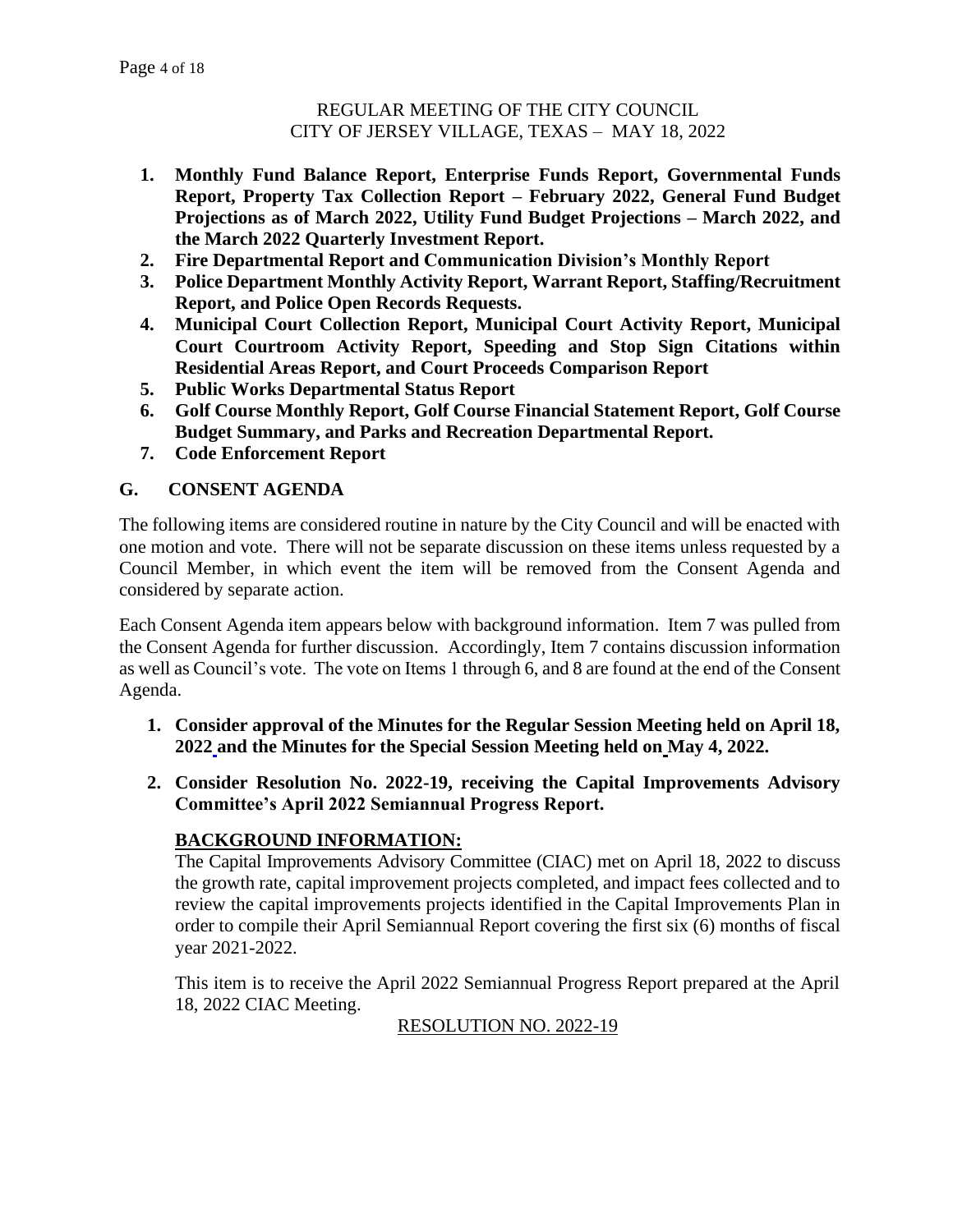REGULAR MEETING OF THE CITY COUNCIL
CITY OF JERSEY VILLAGE, TEXAS – MAY 18, 2022

1. **Monthly Fund Balance Report, Enterprise Funds Report, Governmental Funds Report, Property Tax Collection Report – February 2022, General Fund Budget Projections as of March 2022, Utility Fund Budget Projections – March 2022, and the March 2022 Quarterly Investment Report.**
2. **Fire Departmental Report and Communication Division's Monthly Report**
3. **Police Department Monthly Activity Report, Warrant Report, Staffing/Recruitment Report, and Police Open Records Requests.**
4. **Municipal Court Collection Report, Municipal Court Activity Report, Municipal Court Courtroom Activity Report, Speeding and Stop Sign Citations within Residential Areas Report, and Court Proceeds Comparison Report**
5. **Public Works Departmental Status Report**
6. **Golf Course Monthly Report, Golf Course Financial Statement Report, Golf Course Budget Summary, and Parks and Recreation Departmental Report.**
7. **Code Enforcement Report**

## G. CONSENT AGENDA

The following items are considered routine in nature by the City Council and will be enacted with one motion and vote. There will not be separate discussion on these items unless requested by a Council Member, in which event the item will be removed from the Consent Agenda and considered by separate action.

Each Consent Agenda item appears below with background information. Item 7 was pulled from the Consent Agenda for further discussion. Accordingly, Item 7 contains discussion information as well as Council's vote. The vote on Items 1 through 6, and 8 are found at the end of the Consent Agenda.

1. **Consider approval of the Minutes for the Regular Session Meeting held on April 18, 2022 and the Minutes for the Special Session Meeting held on May 4, 2022.**

2. **Consider Resolution No. 2022-19, receiving the Capital Improvements Advisory Committee's April 2022 Semiannual Progress Report.**

   **BACKGROUND INFORMATION:**

   The Capital Improvements Advisory Committee (CIAC) met on April 18, 2022 to discuss the growth rate, capital improvement projects completed, and impact fees collected and to review the capital improvements projects identified in the Capital Improvements Plan in order to compile their April Semiannual Report covering the first six (6) months of fiscal year 2021-2022.

   This item is to receive the April 2022 Semiannual Progress Report prepared at the April 18, 2022 CIAC Meeting.

   RESOLUTION NO. 2022-19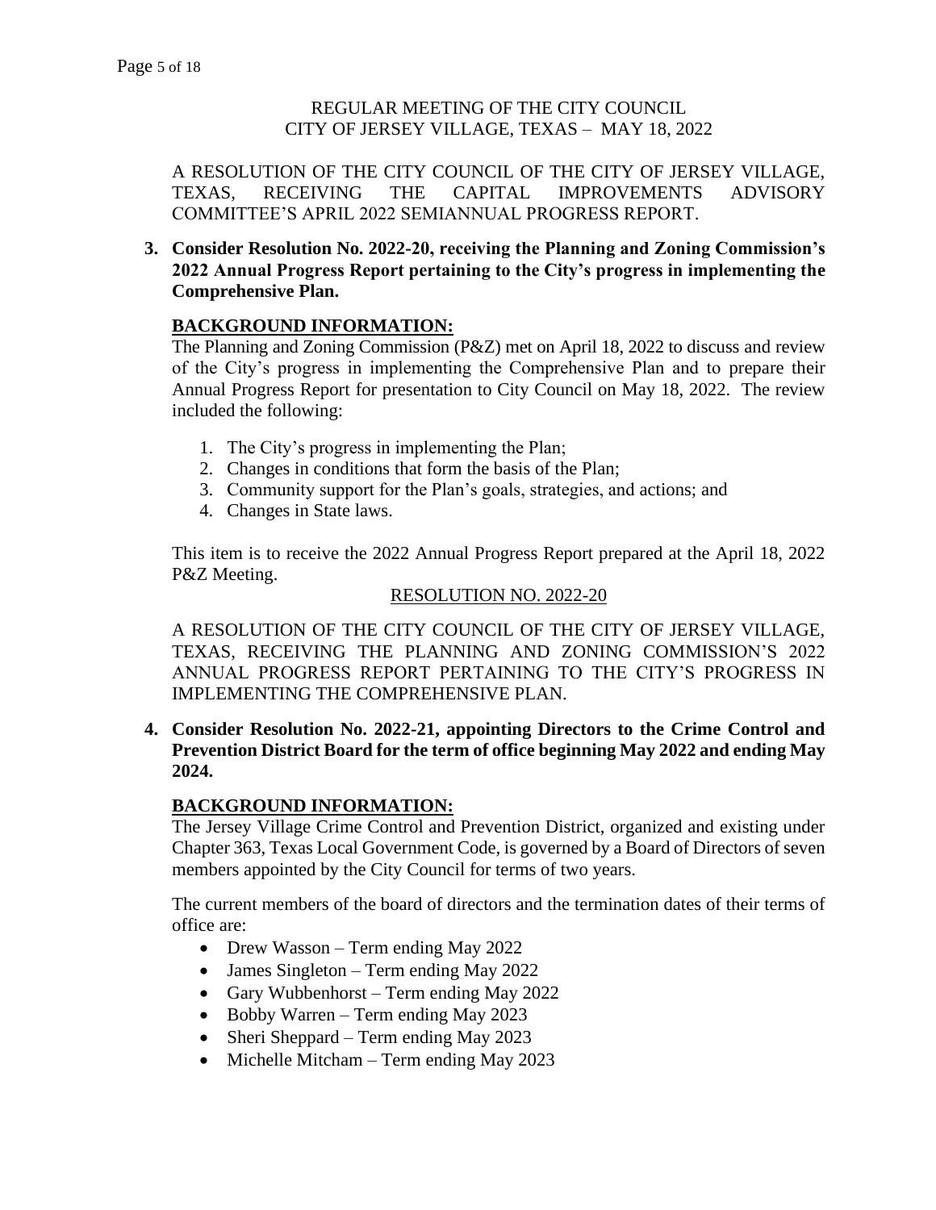REGULAR MEETING OF THE CITY COUNCIL
CITY OF JERSEY VILLAGE, TEXAS – MAY 18, 2022

A RESOLUTION OF THE CITY COUNCIL OF THE CITY OF JERSEY VILLAGE, TEXAS, RECEIVING THE CAPITAL IMPROVEMENTS ADVISORY COMMITTEE'S APRIL 2022 SEMIANNUAL PROGRESS REPORT.

**3. Consider Resolution No. 2022-20, receiving the Planning and Zoning Commission's 2022 Annual Progress Report pertaining to the City's progress in implementing the Comprehensive Plan.**

**BACKGROUND INFORMATION:**

The Planning and Zoning Commission (P&Z) met on April 18, 2022 to discuss and review of the City's progress in implementing the Comprehensive Plan and to prepare their Annual Progress Report for presentation to City Council on May 18, 2022. The review included the following:

1. The City's progress in implementing the Plan;
2. Changes in conditions that form the basis of the Plan;
3. Community support for the Plan's goals, strategies, and actions; and
4. Changes in State laws.

This item is to receive the 2022 Annual Progress Report prepared at the April 18, 2022 P&Z Meeting.

RESOLUTION NO. 2022-20

A RESOLUTION OF THE CITY COUNCIL OF THE CITY OF JERSEY VILLAGE, TEXAS, RECEIVING THE PLANNING AND ZONING COMMISSION'S 2022 ANNUAL PROGRESS REPORT PERTAINING TO THE CITY'S PROGRESS IN IMPLEMENTING THE COMPREHENSIVE PLAN.

**4. Consider Resolution No. 2022-21, appointing Directors to the Crime Control and Prevention District Board for the term of office beginning May 2022 and ending May 2024.**

**BACKGROUND INFORMATION:**

The Jersey Village Crime Control and Prevention District, organized and existing under Chapter 363, Texas Local Government Code, is governed by a Board of Directors of seven members appointed by the City Council for terms of two years.

The current members of the board of directors and the termination dates of their terms of office are:

- Drew Wasson – Term ending May 2022
- James Singleton – Term ending May 2022
- Gary Wubbenhorst – Term ending May 2022
- Bobby Warren – Term ending May 2023
- Sheri Sheppard – Term ending May 2023
- Michelle Mitcham – Term ending May 2023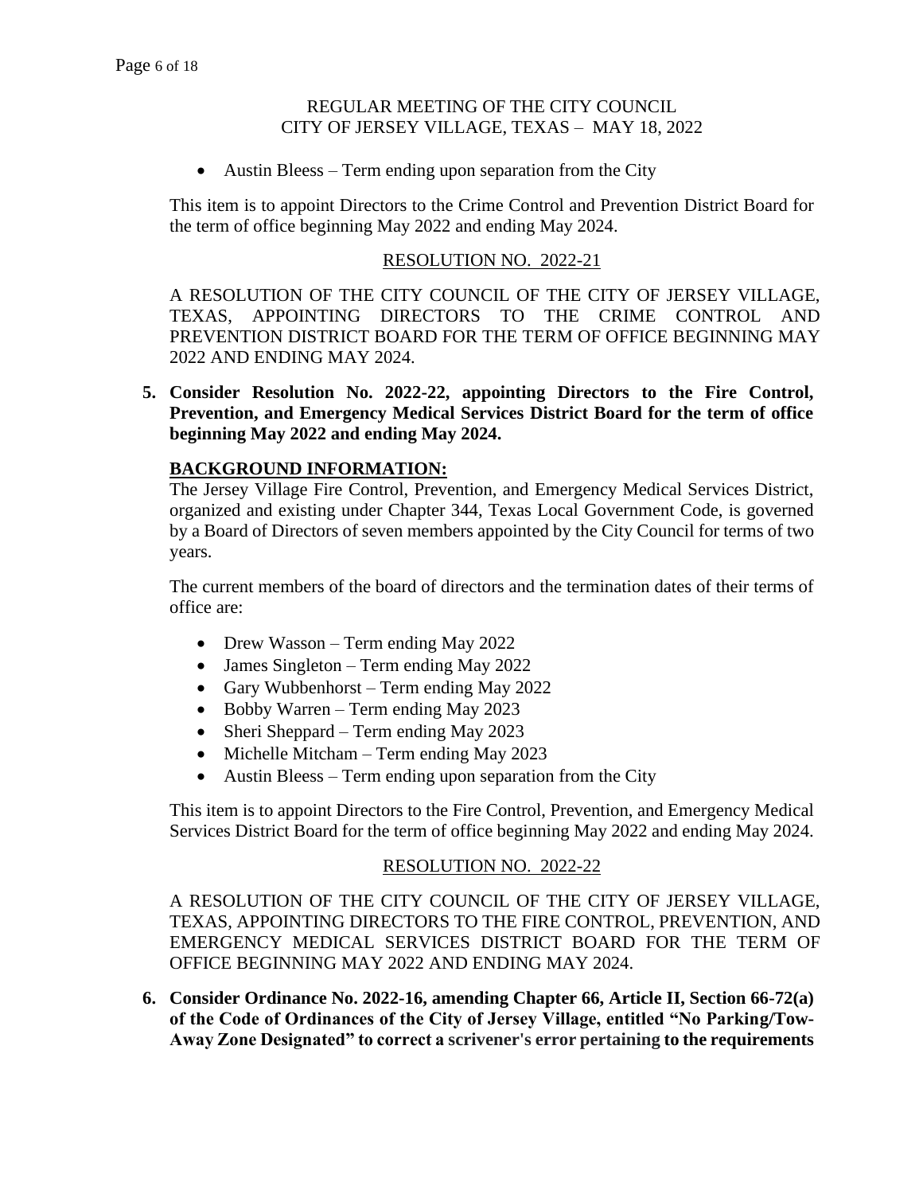- Austin Bleess – Term ending upon separation from the City

This item is to appoint Directors to the Crime Control and Prevention District Board for the term of office beginning May 2022 and ending May 2024.

<u>RESOLUTION NO. 2022-21</u>

A RESOLUTION OF THE CITY COUNCIL OF THE CITY OF JERSEY VILLAGE, TEXAS, APPOINTING DIRECTORS TO THE CRIME CONTROL AND PREVENTION DISTRICT BOARD FOR THE TERM OF OFFICE BEGINNING MAY 2022 AND ENDING MAY 2024.

**5. Consider Resolution No. 2022-22, appointing Directors to the Fire Control, Prevention, and Emergency Medical Services District Board for the term of office beginning May 2022 and ending May 2024.**

**<u>BACKGROUND INFORMATION:</u>**

The Jersey Village Fire Control, Prevention, and Emergency Medical Services District, organized and existing under Chapter 344, Texas Local Government Code, is governed by a Board of Directors of seven members appointed by the City Council for terms of two years.

The current members of the board of directors and the termination dates of their terms of office are:

- Drew Wasson – Term ending May 2022
- James Singleton – Term ending May 2022
- Gary Wubbenhorst – Term ending May 2022
- Bobby Warren – Term ending May 2023
- Sheri Sheppard – Term ending May 2023
- Michelle Mitcham – Term ending May 2023
- Austin Bleess – Term ending upon separation from the City

This item is to appoint Directors to the Fire Control, Prevention, and Emergency Medical Services District Board for the term of office beginning May 2022 and ending May 2024.

<u>RESOLUTION NO. 2022-22</u>

A RESOLUTION OF THE CITY COUNCIL OF THE CITY OF JERSEY VILLAGE, TEXAS, APPOINTING DIRECTORS TO THE FIRE CONTROL, PREVENTION, AND EMERGENCY MEDICAL SERVICES DISTRICT BOARD FOR THE TERM OF OFFICE BEGINNING MAY 2022 AND ENDING MAY 2024.

**6. Consider Ordinance No. 2022-16, amending Chapter 66, Article II, Section 66-72(a) of the Code of Ordinances of the City of Jersey Village, entitled "No Parking/Tow-Away Zone Designated" to correct a scrivener's error pertaining to the requirements**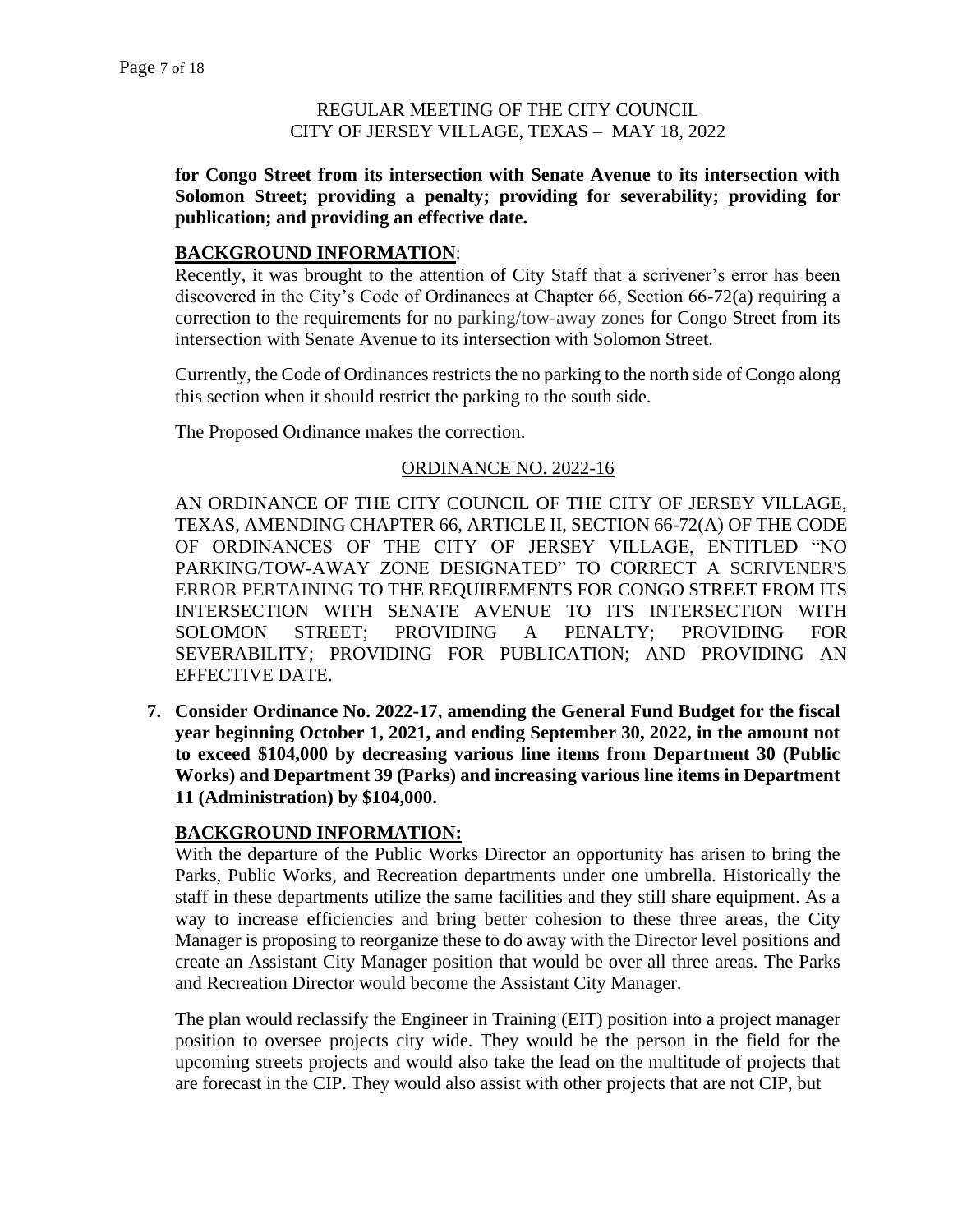**for Congo Street from its intersection with Senate Avenue to its intersection with Solomon Street; providing a penalty; providing for severability; providing for publication; and providing an effective date.**

**BACKGROUND INFORMATION**:

Recently, it was brought to the attention of City Staff that a scrivener's error has been discovered in the City's Code of Ordinances at Chapter 66, Section 66-72(a) requiring a correction to the requirements for no parking/tow-away zones for Congo Street from its intersection with Senate Avenue to its intersection with Solomon Street.

Currently, the Code of Ordinances restricts the no parking to the north side of Congo along this section when it should restrict the parking to the south side.

The Proposed Ordinance makes the correction.

ORDINANCE NO. 2022-16

AN ORDINANCE OF THE CITY COUNCIL OF THE CITY OF JERSEY VILLAGE, TEXAS, AMENDING CHAPTER 66, ARTICLE II, SECTION 66-72(A) OF THE CODE OF ORDINANCES OF THE CITY OF JERSEY VILLAGE, ENTITLED "NO PARKING/TOW-AWAY ZONE DESIGNATED" TO CORRECT A SCRIVENER'S ERROR PERTAINING TO THE REQUIREMENTS FOR CONGO STREET FROM ITS INTERSECTION WITH SENATE AVENUE TO ITS INTERSECTION WITH SOLOMON STREET; PROVIDING A PENALTY; PROVIDING FOR SEVERABILITY; PROVIDING FOR PUBLICATION; AND PROVIDING AN EFFECTIVE DATE.

7. **Consider Ordinance No. 2022-17, amending the General Fund Budget for the fiscal year beginning October 1, 2021, and ending September 30, 2022, in the amount not to exceed $104,000 by decreasing various line items from Department 30 (Public Works) and Department 39 (Parks) and increasing various line items in Department 11 (Administration) by $104,000.**

**BACKGROUND INFORMATION:**

With the departure of the Public Works Director an opportunity has arisen to bring the Parks, Public Works, and Recreation departments under one umbrella. Historically the staff in these departments utilize the same facilities and they still share equipment. As a way to increase efficiencies and bring better cohesion to these three areas, the City Manager is proposing to reorganize these to do away with the Director level positions and create an Assistant City Manager position that would be over all three areas. The Parks and Recreation Director would become the Assistant City Manager.

The plan would reclassify the Engineer in Training (EIT) position into a project manager position to oversee projects city wide. They would be the person in the field for the upcoming streets projects and would also take the lead on the multitude of projects that are forecast in the CIP. They would also assist with other projects that are not CIP, but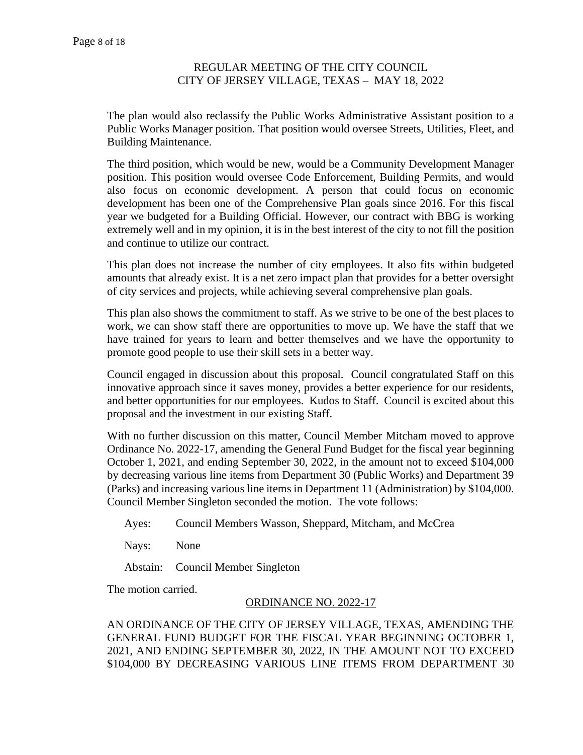The plan would also reclassify the Public Works Administrative Assistant position to a Public Works Manager position. That position would oversee Streets, Utilities, Fleet, and Building Maintenance.

The third position, which would be new, would be a Community Development Manager position. This position would oversee Code Enforcement, Building Permits, and would also focus on economic development. A person that could focus on economic development has been one of the Comprehensive Plan goals since 2016. For this fiscal year we budgeted for a Building Official. However, our contract with BBG is working extremely well and in my opinion, it is in the best interest of the city to not fill the position and continue to utilize our contract.

This plan does not increase the number of city employees. It also fits within budgeted amounts that already exist. It is a net zero impact plan that provides for a better oversight of city services and projects, while achieving several comprehensive plan goals.

This plan also shows the commitment to staff. As we strive to be one of the best places to work, we can show staff there are opportunities to move up. We have the staff that we have trained for years to learn and better themselves and we have the opportunity to promote good people to use their skill sets in a better way.

Council engaged in discussion about this proposal. Council congratulated Staff on this innovative approach since it saves money, provides a better experience for our residents, and better opportunities for our employees. Kudos to Staff. Council is excited about this proposal and the investment in our existing Staff.

With no further discussion on this matter, Council Member Mitcham moved to approve Ordinance No. 2022-17, amending the General Fund Budget for the fiscal year beginning October 1, 2021, and ending September 30, 2022, in the amount not to exceed $104,000 by decreasing various line items from Department 30 (Public Works) and Department 39 (Parks) and increasing various line items in Department 11 (Administration) by $104,000. Council Member Singleton seconded the motion. The vote follows:

Ayes: Council Members Wasson, Sheppard, Mitcham, and McCrea

Nays: None

Abstain: Council Member Singleton

The motion carried.

ORDINANCE NO. 2022-17

AN ORDINANCE OF THE CITY OF JERSEY VILLAGE, TEXAS, AMENDING THE GENERAL FUND BUDGET FOR THE FISCAL YEAR BEGINNING OCTOBER 1, 2021, AND ENDING SEPTEMBER 30, 2022, IN THE AMOUNT NOT TO EXCEED $104,000 BY DECREASING VARIOUS LINE ITEMS FROM DEPARTMENT 30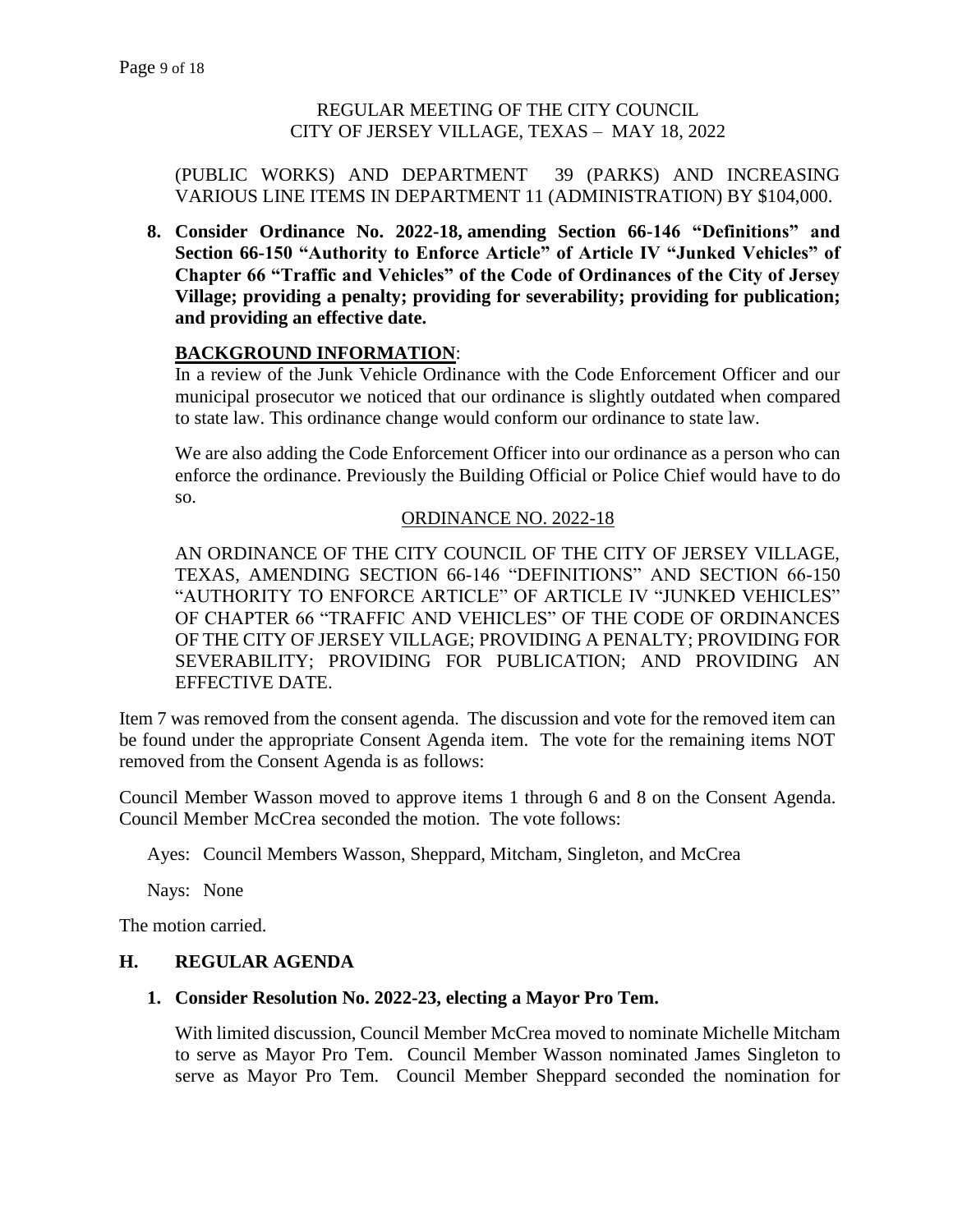REGULAR MEETING OF THE CITY COUNCIL
CITY OF JERSEY VILLAGE, TEXAS – MAY 18, 2022

(PUBLIC WORKS) AND DEPARTMENT 39 (PARKS) AND INCREASING VARIOUS LINE ITEMS IN DEPARTMENT 11 (ADMINISTRATION) BY $104,000.

8. **Consider Ordinance No. 2022-18, amending Section 66-146 "Definitions" and Section 66-150 "Authority to Enforce Article" of Article IV "Junked Vehicles" of Chapter 66 "Traffic and Vehicles" of the Code of Ordinances of the City of Jersey Village; providing a penalty; providing for severability; providing for publication; and providing an effective date.**

   **BACKGROUND INFORMATION**:

   In a review of the Junk Vehicle Ordinance with the Code Enforcement Officer and our municipal prosecutor we noticed that our ordinance is slightly outdated when compared to state law. This ordinance change would conform our ordinance to state law.

   We are also adding the Code Enforcement Officer into our ordinance as a person who can enforce the ordinance. Previously the Building Official or Police Chief would have to do so.

   ORDINANCE NO. 2022-18

   AN ORDINANCE OF THE CITY COUNCIL OF THE CITY OF JERSEY VILLAGE, TEXAS, AMENDING SECTION 66-146 "DEFINITIONS" AND SECTION 66-150 "AUTHORITY TO ENFORCE ARTICLE" OF ARTICLE IV "JUNKED VEHICLES" OF CHAPTER 66 "TRAFFIC AND VEHICLES" OF THE CODE OF ORDINANCES OF THE CITY OF JERSEY VILLAGE; PROVIDING A PENALTY; PROVIDING FOR SEVERABILITY; PROVIDING FOR PUBLICATION; AND PROVIDING AN EFFECTIVE DATE.

Item 7 was removed from the consent agenda. The discussion and vote for the removed item can be found under the appropriate Consent Agenda item. The vote for the remaining items NOT removed from the Consent Agenda is as follows:

Council Member Wasson moved to approve items 1 through 6 and 8 on the Consent Agenda. Council Member McCrea seconded the motion. The vote follows:

Ayes: Council Members Wasson, Sheppard, Mitcham, Singleton, and McCrea

Nays: None

The motion carried.

## H. REGULAR AGENDA

1. **Consider Resolution No. 2022-23, electing a Mayor Pro Tem.**

   With limited discussion, Council Member McCrea moved to nominate Michelle Mitcham to serve as Mayor Pro Tem. Council Member Wasson nominated James Singleton to serve as Mayor Pro Tem. Council Member Sheppard seconded the nomination for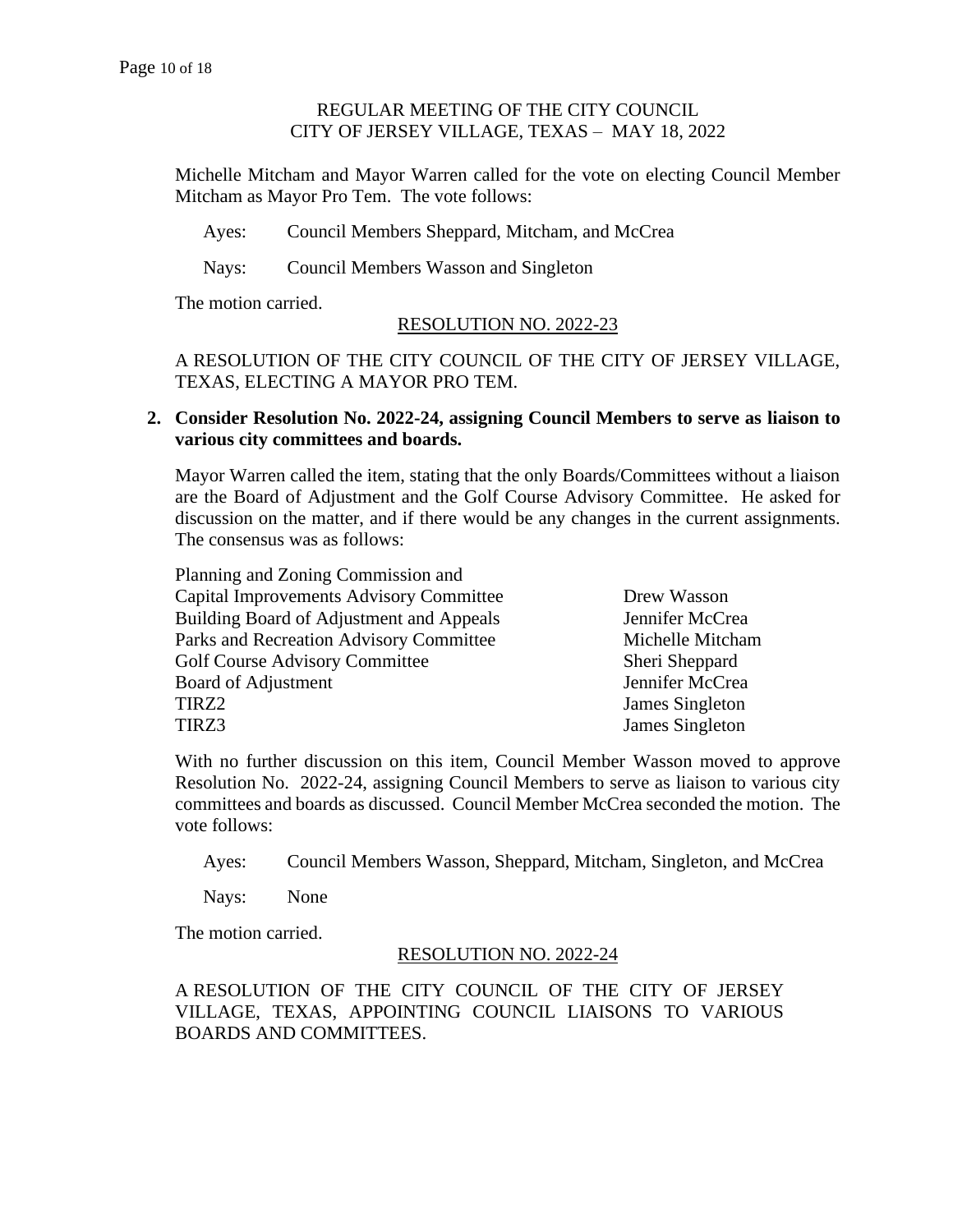REGULAR MEETING OF THE CITY COUNCIL
CITY OF JERSEY VILLAGE, TEXAS – MAY 18, 2022

Michelle Mitcham and Mayor Warren called for the vote on electing Council Member Mitcham as Mayor Pro Tem. The vote follows:

Ayes: Council Members Sheppard, Mitcham, and McCrea

Nays: Council Members Wasson and Singleton

The motion carried.

RESOLUTION NO. 2022-23

A RESOLUTION OF THE CITY COUNCIL OF THE CITY OF JERSEY VILLAGE, TEXAS, ELECTING A MAYOR PRO TEM.

**2. Consider Resolution No. 2022-24, assigning Council Members to serve as liaison to various city committees and boards.**

Mayor Warren called the item, stating that the only Boards/Committees without a liaison are the Board of Adjustment and the Golf Course Advisory Committee. He asked for discussion on the matter, and if there would be any changes in the current assignments. The consensus was as follows:

| | |
|---|---|
| Planning and Zoning Commission and Capital Improvements Advisory Committee | Drew Wasson |
| Building Board of Adjustment and Appeals | Jennifer McCrea |
| Parks and Recreation Advisory Committee | Michelle Mitcham |
| Golf Course Advisory Committee | Sheri Sheppard |
| Board of Adjustment | Jennifer McCrea |
| TIRZ2 | James Singleton |
| TIRZ3 | James Singleton |

With no further discussion on this item, Council Member Wasson moved to approve Resolution No. 2022-24, assigning Council Members to serve as liaison to various city committees and boards as discussed. Council Member McCrea seconded the motion. The vote follows:

Ayes: Council Members Wasson, Sheppard, Mitcham, Singleton, and McCrea

Nays: None

The motion carried.

RESOLUTION NO. 2022-24

A RESOLUTION OF THE CITY COUNCIL OF THE CITY OF JERSEY VILLAGE, TEXAS, APPOINTING COUNCIL LIAISONS TO VARIOUS BOARDS AND COMMITTEES.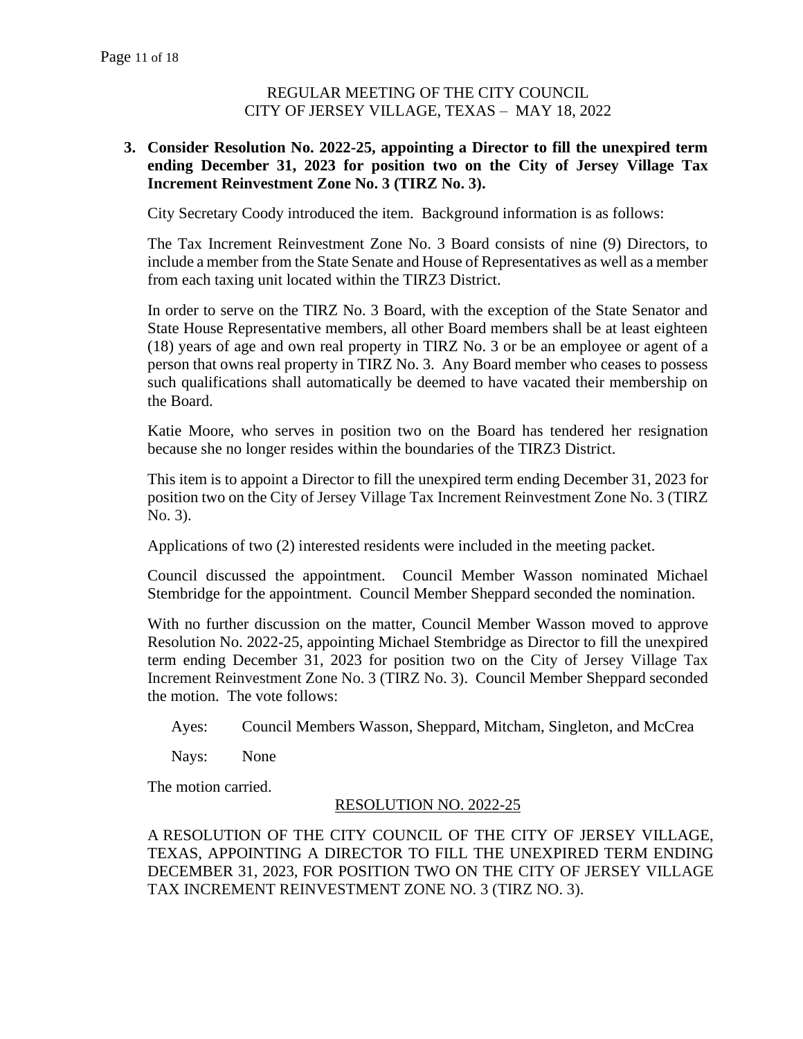REGULAR MEETING OF THE CITY COUNCIL
CITY OF JERSEY VILLAGE, TEXAS – MAY 18, 2022

**3. Consider Resolution No. 2022-25, appointing a Director to fill the unexpired term ending December 31, 2023 for position two on the City of Jersey Village Tax Increment Reinvestment Zone No. 3 (TIRZ No. 3).**

City Secretary Coody introduced the item. Background information is as follows:

The Tax Increment Reinvestment Zone No. 3 Board consists of nine (9) Directors, to include a member from the State Senate and House of Representatives as well as a member from each taxing unit located within the TIRZ3 District.

In order to serve on the TIRZ No. 3 Board, with the exception of the State Senator and State House Representative members, all other Board members shall be at least eighteen (18) years of age and own real property in TIRZ No. 3 or be an employee or agent of a person that owns real property in TIRZ No. 3. Any Board member who ceases to possess such qualifications shall automatically be deemed to have vacated their membership on the Board.

Katie Moore, who serves in position two on the Board has tendered her resignation because she no longer resides within the boundaries of the TIRZ3 District.

This item is to appoint a Director to fill the unexpired term ending December 31, 2023 for position two on the City of Jersey Village Tax Increment Reinvestment Zone No. 3 (TIRZ No. 3).

Applications of two (2) interested residents were included in the meeting packet.

Council discussed the appointment. Council Member Wasson nominated Michael Stembridge for the appointment. Council Member Sheppard seconded the nomination.

With no further discussion on the matter, Council Member Wasson moved to approve Resolution No. 2022-25, appointing Michael Stembridge as Director to fill the unexpired term ending December 31, 2023 for position two on the City of Jersey Village Tax Increment Reinvestment Zone No. 3 (TIRZ No. 3). Council Member Sheppard seconded the motion. The vote follows:

Ayes: Council Members Wasson, Sheppard, Mitcham, Singleton, and McCrea

Nays: None

The motion carried.

RESOLUTION NO. 2022-25

A RESOLUTION OF THE CITY COUNCIL OF THE CITY OF JERSEY VILLAGE, TEXAS, APPOINTING A DIRECTOR TO FILL THE UNEXPIRED TERM ENDING DECEMBER 31, 2023, FOR POSITION TWO ON THE CITY OF JERSEY VILLAGE TAX INCREMENT REINVESTMENT ZONE NO. 3 (TIRZ NO. 3).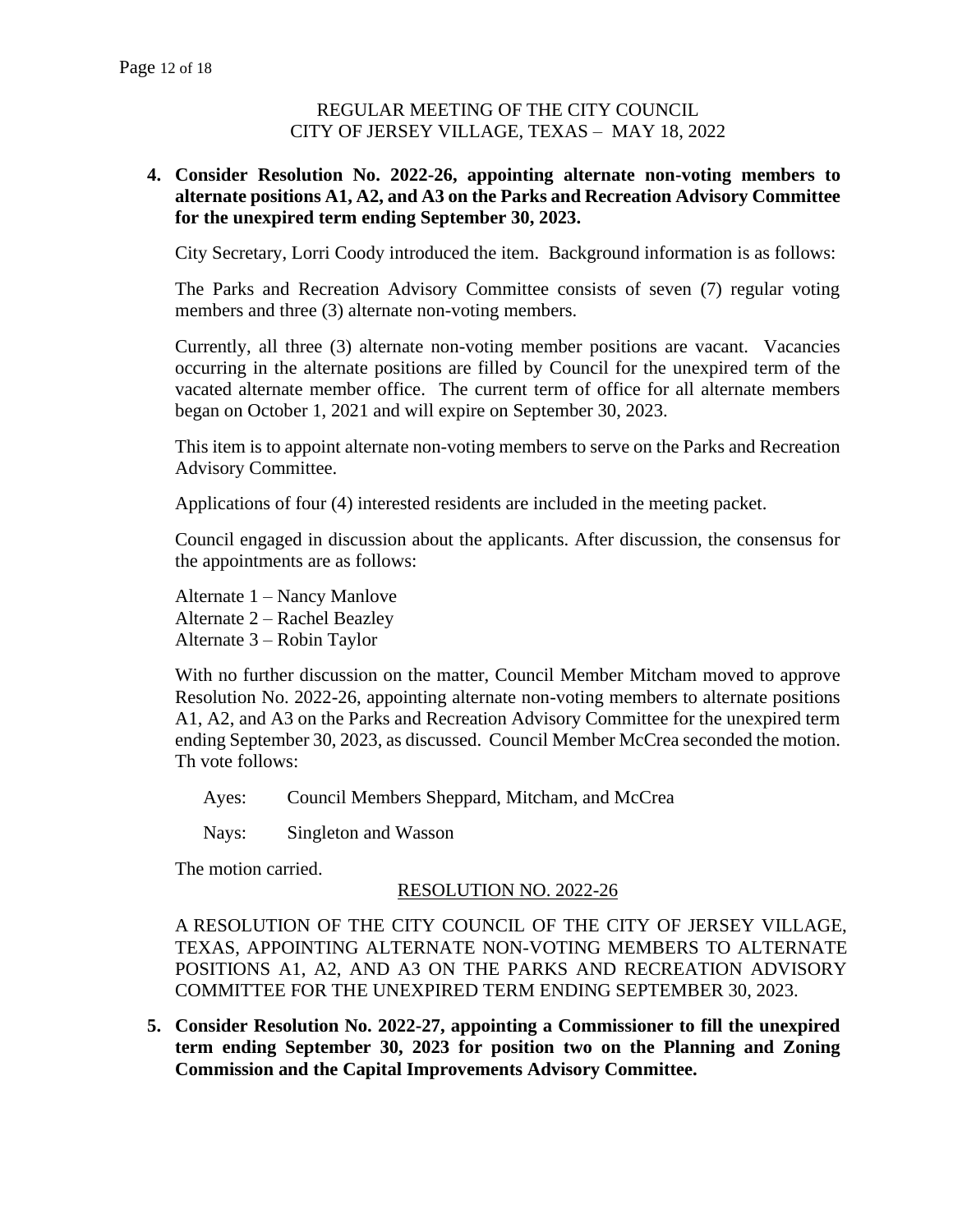REGULAR MEETING OF THE CITY COUNCIL
CITY OF JERSEY VILLAGE, TEXAS – MAY 18, 2022

**4. Consider Resolution No. 2022-26, appointing alternate non-voting members to alternate positions A1, A2, and A3 on the Parks and Recreation Advisory Committee for the unexpired term ending September 30, 2023.**

City Secretary, Lorri Coody introduced the item. Background information is as follows:

The Parks and Recreation Advisory Committee consists of seven (7) regular voting members and three (3) alternate non-voting members.

Currently, all three (3) alternate non-voting member positions are vacant. Vacancies occurring in the alternate positions are filled by Council for the unexpired term of the vacated alternate member office. The current term of office for all alternate members began on October 1, 2021 and will expire on September 30, 2023.

This item is to appoint alternate non-voting members to serve on the Parks and Recreation Advisory Committee.

Applications of four (4) interested residents are included in the meeting packet.

Council engaged in discussion about the applicants. After discussion, the consensus for the appointments are as follows:

Alternate 1 – Nancy Manlove
Alternate 2 – Rachel Beazley
Alternate 3 – Robin Taylor

With no further discussion on the matter, Council Member Mitcham moved to approve Resolution No. 2022-26, appointing alternate non-voting members to alternate positions A1, A2, and A3 on the Parks and Recreation Advisory Committee for the unexpired term ending September 30, 2023, as discussed. Council Member McCrea seconded the motion. Th vote follows:

Ayes: Council Members Sheppard, Mitcham, and McCrea

Nays: Singleton and Wasson

The motion carried.

RESOLUTION NO. 2022-26

A RESOLUTION OF THE CITY COUNCIL OF THE CITY OF JERSEY VILLAGE, TEXAS, APPOINTING ALTERNATE NON-VOTING MEMBERS TO ALTERNATE POSITIONS A1, A2, AND A3 ON THE PARKS AND RECREATION ADVISORY COMMITTEE FOR THE UNEXPIRED TERM ENDING SEPTEMBER 30, 2023.

**5. Consider Resolution No. 2022-27, appointing a Commissioner to fill the unexpired term ending September 30, 2023 for position two on the Planning and Zoning Commission and the Capital Improvements Advisory Committee.**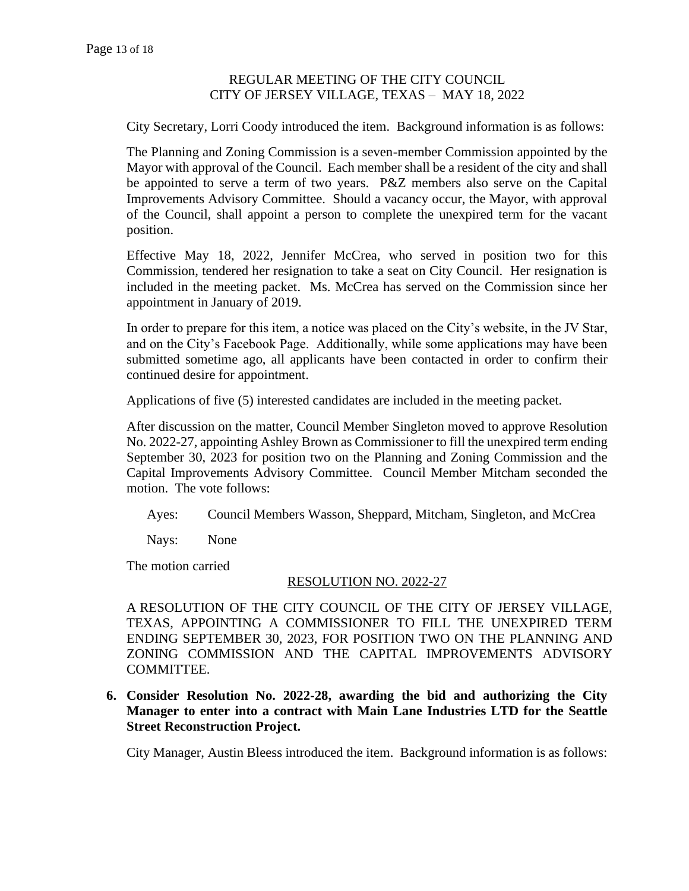REGULAR MEETING OF THE CITY COUNCIL
CITY OF JERSEY VILLAGE, TEXAS – MAY 18, 2022

City Secretary, Lorri Coody introduced the item. Background information is as follows:

The Planning and Zoning Commission is a seven-member Commission appointed by the Mayor with approval of the Council. Each member shall be a resident of the city and shall be appointed to serve a term of two years. P&Z members also serve on the Capital Improvements Advisory Committee. Should a vacancy occur, the Mayor, with approval of the Council, shall appoint a person to complete the unexpired term for the vacant position.

Effective May 18, 2022, Jennifer McCrea, who served in position two for this Commission, tendered her resignation to take a seat on City Council. Her resignation is included in the meeting packet. Ms. McCrea has served on the Commission since her appointment in January of 2019.

In order to prepare for this item, a notice was placed on the City's website, in the JV Star, and on the City's Facebook Page. Additionally, while some applications may have been submitted sometime ago, all applicants have been contacted in order to confirm their continued desire for appointment.

Applications of five (5) interested candidates are included in the meeting packet.

After discussion on the matter, Council Member Singleton moved to approve Resolution No. 2022-27, appointing Ashley Brown as Commissioner to fill the unexpired term ending September 30, 2023 for position two on the Planning and Zoning Commission and the Capital Improvements Advisory Committee. Council Member Mitcham seconded the motion. The vote follows:

Ayes: Council Members Wasson, Sheppard, Mitcham, Singleton, and McCrea

Nays: None

The motion carried

RESOLUTION NO. 2022-27

A RESOLUTION OF THE CITY COUNCIL OF THE CITY OF JERSEY VILLAGE, TEXAS, APPOINTING A COMMISSIONER TO FILL THE UNEXPIRED TERM ENDING SEPTEMBER 30, 2023, FOR POSITION TWO ON THE PLANNING AND ZONING COMMISSION AND THE CAPITAL IMPROVEMENTS ADVISORY COMMITTEE.

**6. Consider Resolution No. 2022-28, awarding the bid and authorizing the City Manager to enter into a contract with Main Lane Industries LTD for the Seattle Street Reconstruction Project.**

City Manager, Austin Bleess introduced the item. Background information is as follows: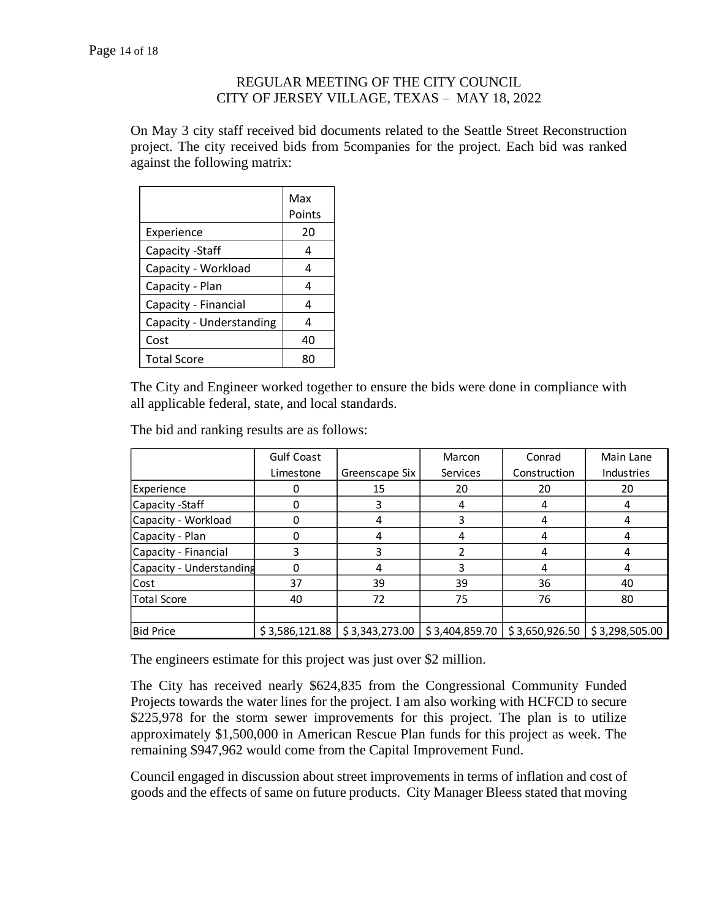REGULAR MEETING OF THE CITY COUNCIL
CITY OF JERSEY VILLAGE, TEXAS – MAY 18, 2022

On May 3 city staff received bid documents related to the Seattle Street Reconstruction project. The city received bids from 5companies for the project. Each bid was ranked against the following matrix:

| | Max Points |
|---|---|
| Experience | 20 |
| Capacity -Staff | 4 |
| Capacity - Workload | 4 |
| Capacity - Plan | 4 |
| Capacity - Financial | 4 |
| Capacity - Understanding | 4 |
| Cost | 40 |
| Total Score | 80 |

The City and Engineer worked together to ensure the bids were done in compliance with all applicable federal, state, and local standards.

The bid and ranking results are as follows:

| | Gulf Coast Limestone | Greenscape Six | Marcon Services | Conrad Construction | Main Lane Industries |
|---|---|---|---|---|---|
| Experience | 0 | 15 | 20 | 20 | 20 |
| Capacity -Staff | 0 | 3 | 4 | 4 | 4 |
| Capacity - Workload | 0 | 4 | 3 | 4 | 4 |
| Capacity - Plan | 0 | 4 | 4 | 4 | 4 |
| Capacity - Financial | 3 | 3 | 2 | 4 | 4 |
| Capacity - Understanding | 0 | 4 | 3 | 4 | 4 |
| Cost | 37 | 39 | 39 | 36 | 40 |
| Total Score | 40 | 72 | 75 | 76 | 80 |
| | | | | | |
| Bid Price | $ 3,586,121.88 | $ 3,343,273.00 | $ 3,404,859.70 | $ 3,650,926.50 | $ 3,298,505.00 |

The engineers estimate for this project was just over $2 million.

The City has received nearly $624,835 from the Congressional Community Funded Projects towards the water lines for the project. I am also working with HCFCD to secure $225,978 for the storm sewer improvements for this project. The plan is to utilize approximately $1,500,000 in American Rescue Plan funds for this project as week. The remaining $947,962 would come from the Capital Improvement Fund.

Council engaged in discussion about street improvements in terms of inflation and cost of goods and the effects of same on future products. City Manager Bleess stated that moving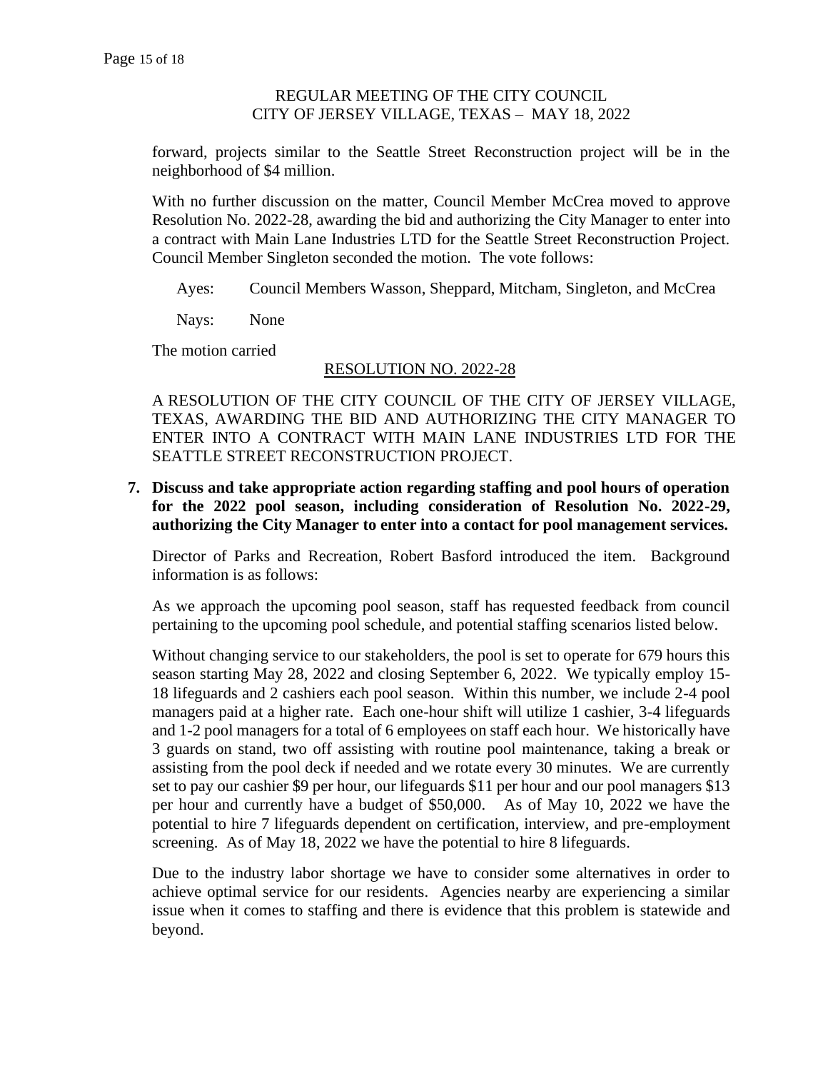forward, projects similar to the Seattle Street Reconstruction project will be in the neighborhood of $4 million.

With no further discussion on the matter, Council Member McCrea moved to approve Resolution No. 2022-28, awarding the bid and authorizing the City Manager to enter into a contract with Main Lane Industries LTD for the Seattle Street Reconstruction Project. Council Member Singleton seconded the motion. The vote follows:

Ayes: Council Members Wasson, Sheppard, Mitcham, Singleton, and McCrea

Nays: None

The motion carried

RESOLUTION NO. 2022-28

A RESOLUTION OF THE CITY COUNCIL OF THE CITY OF JERSEY VILLAGE, TEXAS, AWARDING THE BID AND AUTHORIZING THE CITY MANAGER TO ENTER INTO A CONTRACT WITH MAIN LANE INDUSTRIES LTD FOR THE SEATTLE STREET RECONSTRUCTION PROJECT.

**7. Discuss and take appropriate action regarding staffing and pool hours of operation for the 2022 pool season, including consideration of Resolution No. 2022-29, authorizing the City Manager to enter into a contact for pool management services.**

Director of Parks and Recreation, Robert Basford introduced the item. Background information is as follows:

As we approach the upcoming pool season, staff has requested feedback from council pertaining to the upcoming pool schedule, and potential staffing scenarios listed below.

Without changing service to our stakeholders, the pool is set to operate for 679 hours this season starting May 28, 2022 and closing September 6, 2022. We typically employ 15-18 lifeguards and 2 cashiers each pool season. Within this number, we include 2-4 pool managers paid at a higher rate. Each one-hour shift will utilize 1 cashier, 3-4 lifeguards and 1-2 pool managers for a total of 6 employees on staff each hour. We historically have 3 guards on stand, two off assisting with routine pool maintenance, taking a break or assisting from the pool deck if needed and we rotate every 30 minutes. We are currently set to pay our cashier $9 per hour, our lifeguards $11 per hour and our pool managers $13 per hour and currently have a budget of $50,000. As of May 10, 2022 we have the potential to hire 7 lifeguards dependent on certification, interview, and pre-employment screening. As of May 18, 2022 we have the potential to hire 8 lifeguards.

Due to the industry labor shortage we have to consider some alternatives in order to achieve optimal service for our residents. Agencies nearby are experiencing a similar issue when it comes to staffing and there is evidence that this problem is statewide and beyond.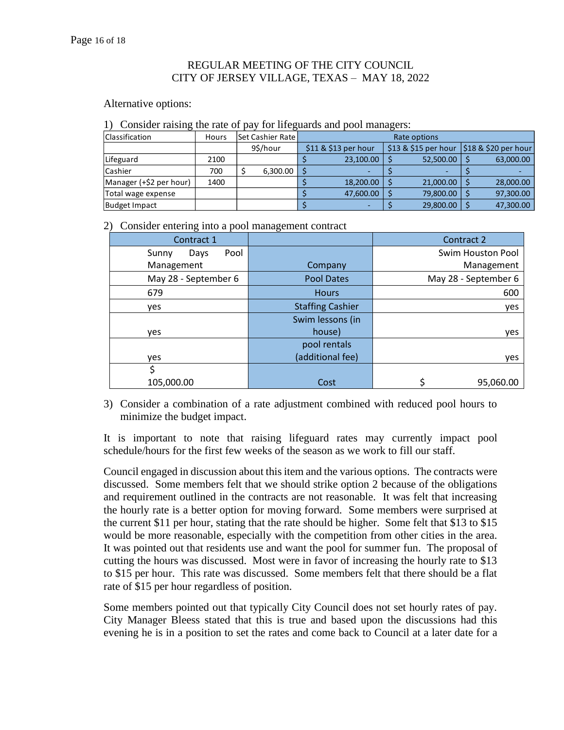REGULAR MEETING OF THE CITY COUNCIL
CITY OF JERSEY VILLAGE, TEXAS – MAY 18, 2022

Alternative options:

1) Consider raising the rate of pay for lifeguards and pool managers:

| Classification | Hours | Set Cashier Rate | Rate options | | |
|---|---|---|---|---|---|
| | | 9$/hour | $11 & $13 per hour | $13 & $15 per hour | $18 & $20 per hour |
| Lifeguard | 2100 | | $ 23,100.00 | $ 52,500.00 | $ 63,000.00 |
| Cashier | 700 | $ 6,300.00 | $ - | $ - | $ - |
| Manager (+$2 per hour) | 1400 | | $ 18,200.00 | $ 21,000.00 | $ 28,000.00 |
| Total wage expense | | | $ 47,600.00 | $ 79,800.00 | $ 97,300.00 |
| Budget Impact | | | $ - | $ 29,800.00 | $ 47,300.00 |

2) Consider entering into a pool management contract

| Contract 1 | | Contract 2 |
|---|---|---|
| Sunny Days Pool Management | Company | Swim Houston Pool Management |
| May 28 - September 6 | Pool Dates | May 28 - September 6 |
| 679 | Hours | 600 |
| yes | Staffing Cashier | yes |
| yes | Swim lessons (in house) | yes |
| yes | pool rentals (additional fee) | yes |
| $ 105,000.00 | Cost | $ 95,060.00 |

3) Consider a combination of a rate adjustment combined with reduced pool hours to minimize the budget impact.

It is important to note that raising lifeguard rates may currently impact pool schedule/hours for the first few weeks of the season as we work to fill our staff.

Council engaged in discussion about this item and the various options. The contracts were discussed. Some members felt that we should strike option 2 because of the obligations and requirement outlined in the contracts are not reasonable. It was felt that increasing the hourly rate is a better option for moving forward. Some members were surprised at the current $11 per hour, stating that the rate should be higher. Some felt that $13 to $15 would be more reasonable, especially with the competition from other cities in the area. It was pointed out that residents use and want the pool for summer fun. The proposal of cutting the hours was discussed. Most were in favor of increasing the hourly rate to $13 to $15 per hour. This rate was discussed. Some members felt that there should be a flat rate of $15 per hour regardless of position.

Some members pointed out that typically City Council does not set hourly rates of pay. City Manager Bleess stated that this is true and based upon the discussions had this evening he is in a position to set the rates and come back to Council at a later date for a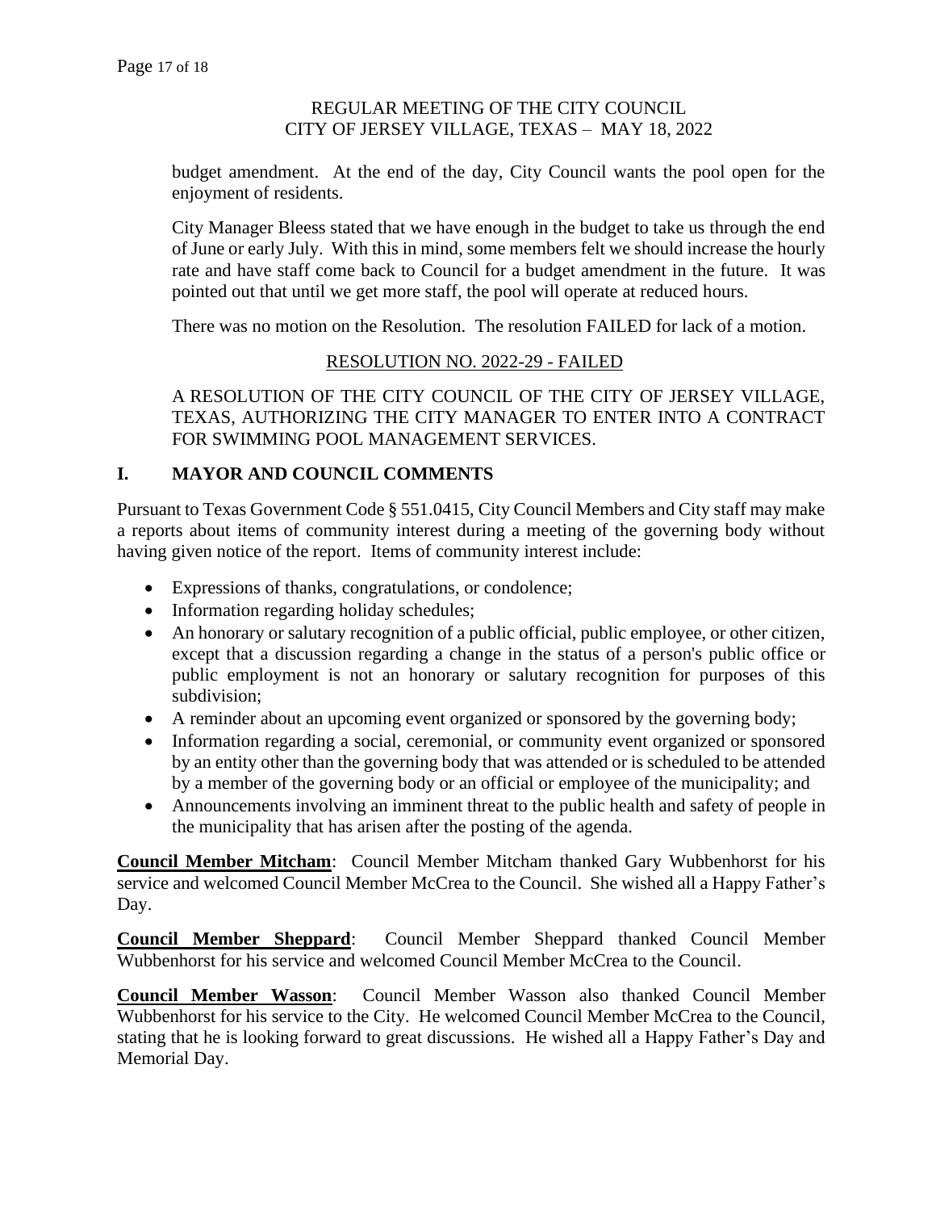REGULAR MEETING OF THE CITY COUNCIL
CITY OF JERSEY VILLAGE, TEXAS – MAY 18, 2022

budget amendment. At the end of the day, City Council wants the pool open for the enjoyment of residents.

City Manager Bleess stated that we have enough in the budget to take us through the end of June or early July. With this in mind, some members felt we should increase the hourly rate and have staff come back to Council for a budget amendment in the future. It was pointed out that until we get more staff, the pool will operate at reduced hours.

There was no motion on the Resolution. The resolution FAILED for lack of a motion.

RESOLUTION NO. 2022-29 - FAILED

A RESOLUTION OF THE CITY COUNCIL OF THE CITY OF JERSEY VILLAGE, TEXAS, AUTHORIZING THE CITY MANAGER TO ENTER INTO A CONTRACT FOR SWIMMING POOL MANAGEMENT SERVICES.

## I. MAYOR AND COUNCIL COMMENTS

Pursuant to Texas Government Code § 551.0415, City Council Members and City staff may make a reports about items of community interest during a meeting of the governing body without having given notice of the report. Items of community interest include:

- Expressions of thanks, congratulations, or condolence;
- Information regarding holiday schedules;
- An honorary or salutary recognition of a public official, public employee, or other citizen, except that a discussion regarding a change in the status of a person's public office or public employment is not an honorary or salutary recognition for purposes of this subdivision;
- A reminder about an upcoming event organized or sponsored by the governing body;
- Information regarding a social, ceremonial, or community event organized or sponsored by an entity other than the governing body that was attended or is scheduled to be attended by a member of the governing body or an official or employee of the municipality; and
- Announcements involving an imminent threat to the public health and safety of people in the municipality that has arisen after the posting of the agenda.

**Council Member Mitcham**: Council Member Mitcham thanked Gary Wubbenhorst for his service and welcomed Council Member McCrea to the Council. She wished all a Happy Father's Day.

**Council Member Sheppard**: Council Member Sheppard thanked Council Member Wubbenhorst for his service and welcomed Council Member McCrea to the Council.

**Council Member Wasson**: Council Member Wasson also thanked Council Member Wubbenhorst for his service to the City. He welcomed Council Member McCrea to the Council, stating that he is looking forward to great discussions. He wished all a Happy Father's Day and Memorial Day.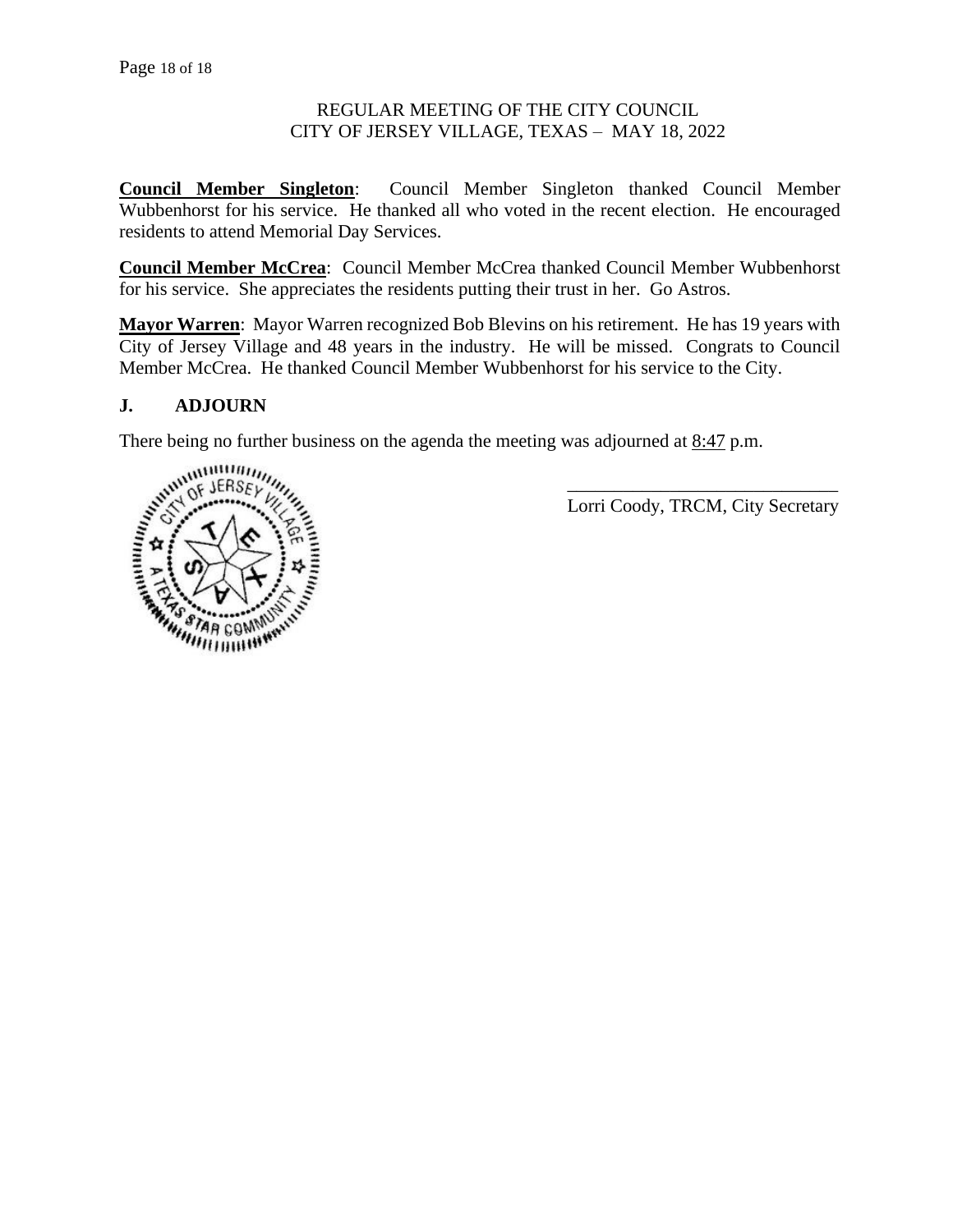REGULAR MEETING OF THE CITY COUNCIL
CITY OF JERSEY VILLAGE, TEXAS – MAY 18, 2022

**Council Member Singleton**: Council Member Singleton thanked Council Member Wubbenhorst for his service. He thanked all who voted in the recent election. He encouraged residents to attend Memorial Day Services.

**Council Member McCrea**: Council Member McCrea thanked Council Member Wubbenhorst for his service. She appreciates the residents putting their trust in her. Go Astros.

**Mayor Warren**: Mayor Warren recognized Bob Blevins on his retirement. He has 19 years with City of Jersey Village and 48 years in the industry. He will be missed. Congrats to Council Member McCrea. He thanked Council Member Wubbenhorst for his service to the City.

## J. ADJOURN

There being no further business on the agenda the meeting was adjourned at 8:47 p.m.

CITY OF JERSEY VILLAGE
A TEXAS STAR COMMUNITY

\_\_\_\_\_\_\_\_\_\_\_\_\_\_\_\_\_\_\_\_\_\_\_\_\_\_\_\_\_\_
Lorri Coody, TRCM, City Secretary